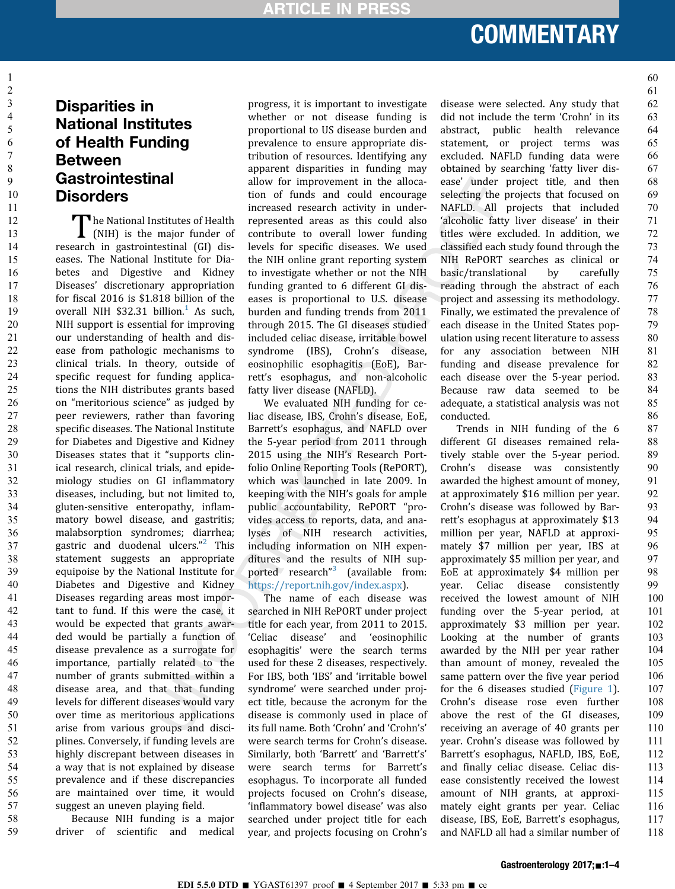# Disparities in National Institutes of Health Funding Between Gastrointestinal Disorders

The National Institutes of Health (NIH) is the major funder of research in gastrointestinal (GI) diseases. The National Institute for Diabetes and Digestive and Kidney Diseases' discretionary appropriation for fiscal 2016 is $1.818 billion of the overall NIH $32.31 billion.[1] As such, NIH support is essential for improving our understanding of health and disease from pathologic mechanisms to clinical trials. In theory, outside of specific request for funding applications the NIH distributes grants based on "meritorious science" as judged by peer reviewers, rather than favoring specific diseases. The National Institute for Diabetes and Digestive and Kidney Diseases states that it "supports clinical research, clinical trials, and epidemiology studies on GI inflammatory diseases, including, but not limited to, gluten-sensitive enteropathy, inflammatory bowel disease, and gastritis; malabsorption syndromes; diarrhea; gastric and duodenal ulcers."[2] This statement suggests an appropriate equipoise by the National Institute for Diabetes and Digestive and Kidney Diseases regarding areas most important to fund. If this were the case, it would be expected that grants awarded would be partially a function of disease prevalence as a surrogate for importance, partially related to the number of grants submitted within a disease area, and that that funding levels for different diseases would vary over time as meritorious applications arise from various groups and disciplines. Conversely, if funding levels are highly discrepant between diseases in a way that is not explained by disease prevalence and if these discrepancies are maintained over time, it would suggest an uneven playing field.

Because NIH funding is a major driver of scientific and medical progress, it is important to investigate whether or not disease funding is proportional to US disease burden and prevalence to ensure appropriate distribution of resources. Identifying any apparent disparities in funding may allow for improvement in the allocation of funds and could encourage increased research activity in underrepresented areas as this could also contribute to overall lower funding levels for specific diseases. We used the NIH online grant reporting system to investigate whether or not the NIH funding granted to 6 different GI diseases is proportional to U.S. disease burden and funding trends from 2011 through 2015. The GI diseases studied included celiac disease, irritable bowel syndrome (IBS), Crohn's disease, eosinophilic esophagitis (EoE), Barrett's esophagus, and non-alcoholic fatty liver disease (NAFLD).

We evaluated NIH funding for celiac disease, IBS, Crohn's disease, EoE, Barrett's esophagus, and NAFLD over the 5-year period from 2011 through 2015 using the NIH's Research Portfolio Online Reporting Tools (RePORT), which was launched in late 2009. In keeping with the NIH's goals for ample public accountability, RePORT "provides access to reports, data, and analyses of NIH research activities, including information on NIH expenditures and the results of NIH supported research"[3] (available from: https://report.nih.gov/index.aspx).

The name of each disease was searched in NIH RePORT under project title for each year, from 2011 to 2015. 'Celiac disease' and 'eosinophilic esophagitis' were the search terms used for these 2 diseases, respectively. For IBS, both 'IBS' and 'irritable bowel syndrome' were searched under project title, because the acronym for the disease is commonly used in place of its full name. Both 'Crohn' and 'Crohn's' were search terms for Crohn's disease. Similarly, both 'Barrett' and 'Barrett's' were search terms for Barrett's esophagus. To incorporate all funded projects focused on Crohn's disease, 'inflammatory bowel disease' was also searched under project title for each year, and projects focusing on Crohn's disease were selected. Any study that did not include the term 'Crohn' in its abstract, public health relevance statement, or project terms was excluded. NAFLD funding data were obtained by searching 'fatty liver disease' under project title, and then selecting the projects that focused on NAFLD. All projects that included 'alcoholic fatty liver disease' in their titles were excluded. In addition, we classified each study found through the NIH RePORT searches as clinical or basic/translational by carefully reading through the abstract of each project and assessing its methodology. Finally, we estimated the prevalence of each disease in the United States population using recent literature to assess for any association between NIH funding and disease prevalence for each disease over the 5-year period. Because raw data seemed to be adequate, a statistical analysis was not conducted.

Trends in NIH funding of the 6 different GI diseases remained relatively stable over the 5-year period. Crohn's disease was consistently awarded the highest amount of money, at approximately $16 million per year. Crohn's disease was followed by Barrett's esophagus at approximately $13 million per year, NAFLD at approximately $7 million per year, IBS at approximately $5 million per year, and EoE at approximately $4 million per year. Celiac disease consistently received the lowest amount of NIH funding over the 5-year period, at approximately $3 million per year. Looking at the number of grants awarded by the NIH per year rather than amount of money, revealed the same pattern over the five year period for the 6 diseases studied (Figure 1). Crohn's disease rose even further above the rest of the GI diseases, receiving an average of 40 grants per year. Crohn's disease was followed by Barrett's esophagus, NAFLD, IBS, EoE, and finally celiac disease. Celiac disease consistently received the lowest amount of NIH grants, at approximately eight grants per year. Celiac disease, IBS, EoE, Barrett's esophagus, and NAFLD all had a similar number of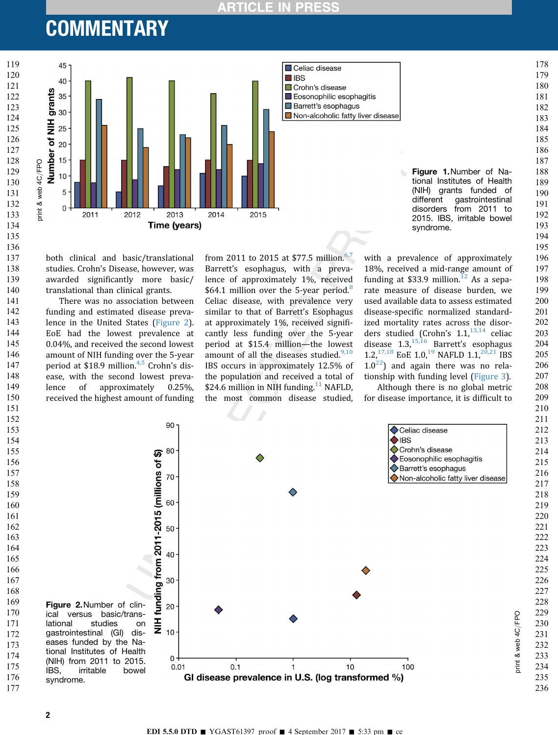**Figure 1.** Number of National Institutes of Health (NIH) grants funded of different gastrointestinal disorders from 2011 to 2015. IBS, irritable bowel syndrome.

both clinical and basic/translational studies. Crohn's Disease, however, was awarded significantly more basic/translational than clinical grants.

There was no association between funding and estimated disease prevalence in the United States (Figure 2). EoE had the lowest prevalence at 0.04%, and received the second lowest amount of NIH funding over the 5-year period at $18.9 million.[4,5] Crohn's disease, with the second lowest prevalence of approximately 0.25%, received the highest amount of funding from 2011 to 2015 at $77.5 million.[6,7] Barrett's esophagus, with a prevalence of approximately 1%, received $64.1 million over the 5-year period.[8] Celiac disease, with prevalence very similar to that of Barrett's Esophagus at approximately 1%, received significantly less funding over the 5-year period at $15.4 million—the lowest amount of all the diseases studied.[9,10] IBS occurs in approximately 12.5% of the population and received a total of $24.6 million in NIH funding.[11] NAFLD, the most common disease studied, with a prevalence of approximately 18%, received a mid-range amount of funding at $33.9 million.[12] As a separate measure of disease burden, we used available data to assess estimated disease-specific normalized standardized mortality rates across the disorders studied (Crohn's 1.1,[13,14] celiac disease 1.3,[15,16] Barrett's esophagus 1.2,[17,18] EoE 1.0,[19] NAFLD 1.1,[20,21] IBS 1.0[22]) and again there was no relationship with funding level (Figure 3).

Although there is no global metric for disease importance, it is difficult to

**Figure 2.** Number of clinical versus basic/translational studies on gastrointestinal (GI) diseases funded by the National Institutes of Health (NIH) from 2011 to 2015. IBS, irritable bowel syndrome.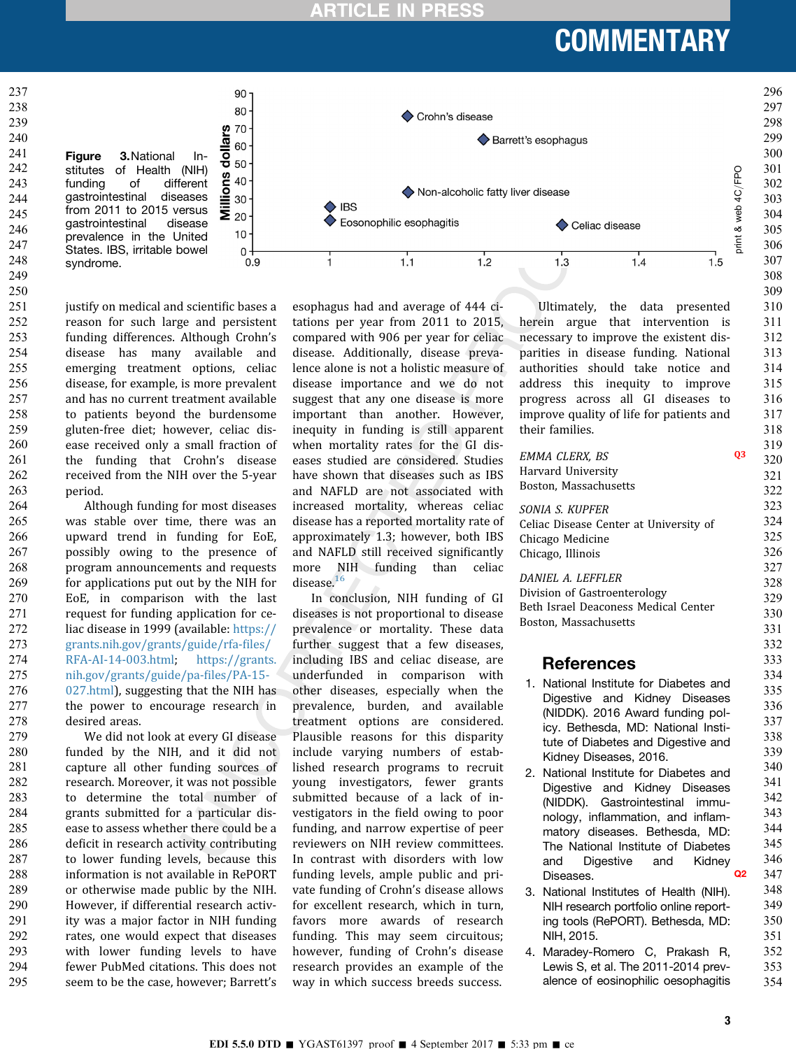**Figure 3.** National Institutes of Health (NIH) funding of different gastrointestinal diseases from 2011 to 2015 versus gastrointestinal disease prevalence in the United States. IBS, irritable bowel syndrome.

justify on medical and scientific bases a reason for such large and persistent funding differences. Although Crohn's disease has many available and emerging treatment options, celiac disease, for example, is more prevalent and has no current treatment available to patients beyond the burdensome gluten-free diet; however, celiac disease received only a small fraction of the funding that Crohn's disease received from the NIH over the 5-year period.

Although funding for most diseases was stable over time, there was an upward trend in funding for EoE, possibly owing to the presence of program announcements and requests for applications put out by the NIH for EoE, in comparison with the last request for funding application for celiac disease in 1999 (available: https://grants.nih.gov/grants/guide/rfa-files/RFA-AI-14-003.html; https://grants.nih.gov/grants/guide/pa-files/PA-15-027.html), suggesting that the NIH has the power to encourage research in desired areas.

We did not look at every GI disease funded by the NIH, and it did not capture all other funding sources of research. Moreover, it was not possible to determine the total number of grants submitted for a particular disease to assess whether there could be a deficit in research activity contributing to lower funding levels, because this information is not available in RePORT or otherwise made public by the NIH. However, if differential research activity was a major factor in NIH funding rates, one would expect that diseases with lower funding levels to have fewer PubMed citations. This does not seem to be the case, however; Barrett's esophagus had and average of 444 citations per year from 2011 to 2015, compared with 906 per year for celiac disease. Additionally, disease prevalence alone is not a holistic measure of disease importance and we do not suggest that any one disease is more important than another. However, inequity in funding is still apparent when mortality rates for the GI diseases studied are considered. Studies have shown that diseases such as IBS and NAFLD are not associated with increased mortality, whereas celiac disease has a reported mortality rate of approximately 1.3; however, both IBS and NAFLD still received significantly more NIH funding than celiac disease.[16]

In conclusion, NIH funding of GI diseases is not proportional to disease prevalence or mortality. These data further suggest that a few diseases, including IBS and celiac disease, are underfunded in comparison with other diseases, especially when the prevalence, burden, and available treatment options are considered. Plausible reasons for this disparity include varying numbers of established research programs to recruit young investigators, fewer grants submitted because of a lack of investigators in the field owing to poor funding, and narrow expertise of peer reviewers on NIH review committees. In contrast with disorders with low funding levels, ample public and private funding of Crohn's disease allows for excellent research, which in turn, favors more awards of research funding. This may seem circuitous; however, funding of Crohn's disease research provides an example of the way in which success breeds success.

Ultimately, the data presented herein argue that intervention is necessary to improve the existent disparities in disease funding. National authorities should take notice and address this inequity to improve progress across all GI diseases to improve quality of life for patients and their families.

*EMMA CLERX, BS*
Harvard University
Boston, Massachusetts

*SONIA S. KUPFER*
Celiac Disease Center at University of Chicago Medicine
Chicago, Illinois

*DANIEL A. LEFFLER*
Division of Gastroenterology
Beth Israel Deaconess Medical Center
Boston, Massachusetts

## References

1. National Institute for Diabetes and Digestive and Kidney Diseases (NIDDK). 2016 Award funding policy. Bethesda, MD: National Institute of Diabetes and Digestive and Kidney Diseases, 2016.
2. National Institute for Diabetes and Digestive and Kidney Diseases (NIDDK). Gastrointestinal immunology, inflammation, and inflammatory diseases. Bethesda, MD: The National Institute of Diabetes and Digestive and Kidney Diseases.
3. National Institutes of Health (NIH). NIH research portfolio online reporting tools (RePORT). Bethesda, MD: NIH, 2015.
4. Maradey-Romero C, Prakash R, Lewis S, et al. The 2011-2014 prevalence of eosinophilic oesophagitis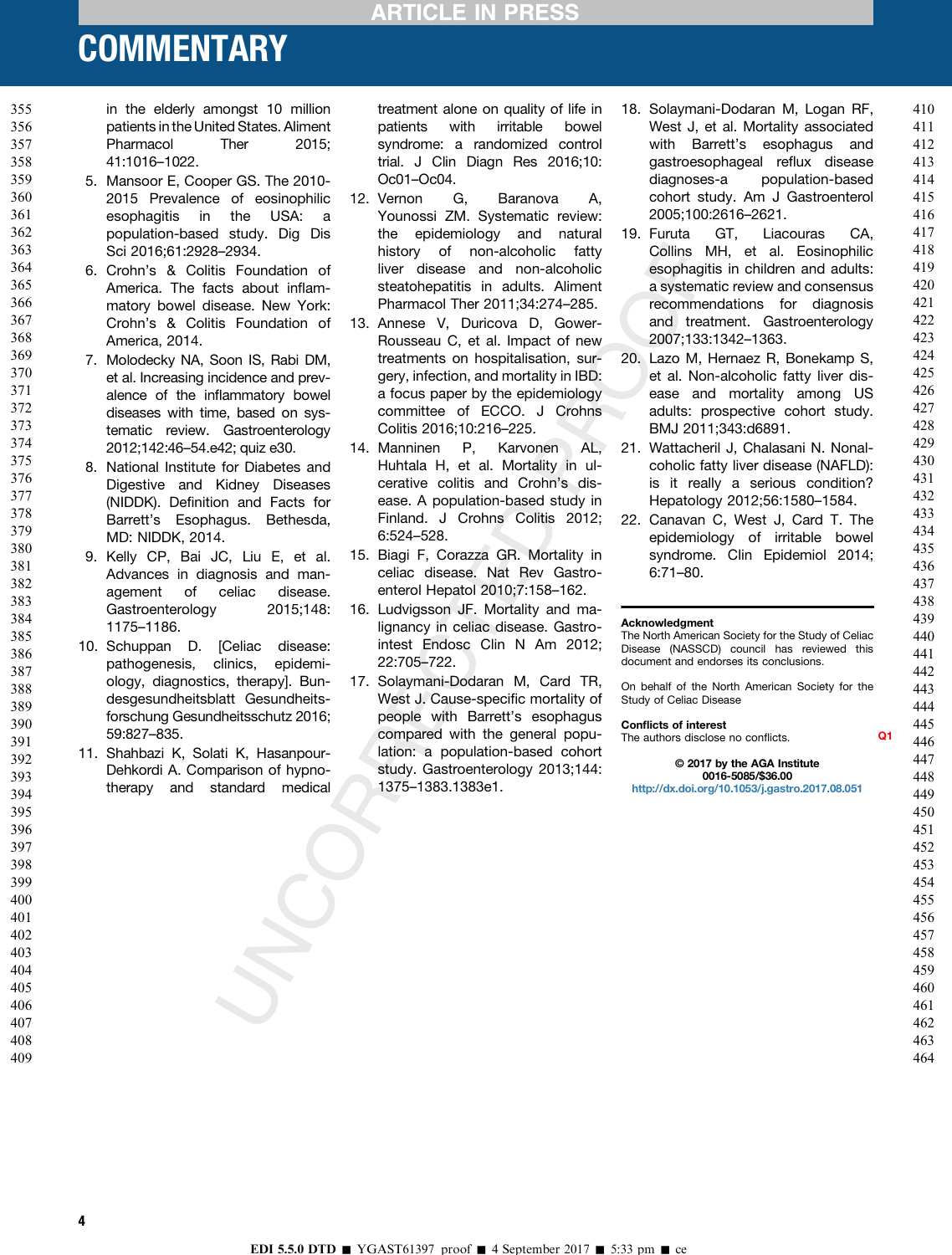in the elderly amongst 10 million patients in the United States. Aliment Pharmacol Ther 2015; 41:1016–1022.

5. Mansoor E, Cooper GS. The 2010-2015 Prevalence of eosinophilic esophagitis in the USA: a population-based study. Dig Dis Sci 2016;61:2928–2934.
6. Crohn's & Colitis Foundation of America. The facts about inflammatory bowel disease. New York: Crohn's & Colitis Foundation of America, 2014.
7. Molodecky NA, Soon IS, Rabi DM, et al. Increasing incidence and prevalence of the inflammatory bowel diseases with time, based on systematic review. Gastroenterology 2012;142:46–54.e42; quiz e30.
8. National Institute for Diabetes and Digestive and Kidney Diseases (NIDDK). Definition and Facts for Barrett's Esophagus. Bethesda, MD: NIDDK, 2014.
9. Kelly CP, Bai JC, Liu E, et al. Advances in diagnosis and management of celiac disease. Gastroenterology 2015;148: 1175–1186.
10. Schuppan D. [Celiac disease: pathogenesis, clinics, epidemiology, diagnostics, therapy]. Bundesgesundheitsblatt Gesundheitsforschung Gesundheitsschutz 2016; 59:827–835.
11. Shahbazi K, Solati K, Hasanpour-Dehkordi A. Comparison of hypnotherapy and standard medical treatment alone on quality of life in patients with irritable bowel syndrome: a randomized control trial. J Clin Diagn Res 2016;10: Oc01–Oc04.
12. Vernon G, Baranova A, Younossi ZM. Systematic review: the epidemiology and natural history of non-alcoholic fatty liver disease and non-alcoholic steatohepatitis in adults. Aliment Pharmacol Ther 2011;34:274–285.
13. Annese V, Duricova D, Gower-Rousseau C, et al. Impact of new treatments on hospitalisation, surgery, infection, and mortality in IBD: a focus paper by the epidemiology committee of ECCO. J Crohns Colitis 2016;10:216–225.
14. Manninen P, Karvonen AL, Huhtala H, et al. Mortality in ulcerative colitis and Crohn's disease. A population-based study in Finland. J Crohns Colitis 2012; 6:524–528.
15. Biagi F, Corazza GR. Mortality in celiac disease. Nat Rev Gastroenterol Hepatol 2010;7:158–162.
16. Ludvigsson JF. Mortality and malignancy in celiac disease. Gastrointest Endosc Clin N Am 2012; 22:705–722.
17. Solaymani-Dodaran M, Card TR, West J. Cause-specific mortality of people with Barrett's esophagus compared with the general population: a population-based cohort study. Gastroenterology 2013;144: 1375–1383.1383e1.
18. Solaymani-Dodaran M, Logan RF, West J, et al. Mortality associated with Barrett's esophagus and gastroesophageal reflux disease diagnoses-a population-based cohort study. Am J Gastroenterol 2005;100:2616–2621.
19. Furuta GT, Liacouras CA, Collins MH, et al. Eosinophilic esophagitis in children and adults: a systematic review and consensus recommendations for diagnosis and treatment. Gastroenterology 2007;133:1342–1363.
20. Lazo M, Hernaez R, Bonekamp S, et al. Non-alcoholic fatty liver disease and mortality among US adults: prospective cohort study. BMJ 2011;343:d6891.
21. Wattacheril J, Chalasani N. Nonalcoholic fatty liver disease (NAFLD): is it really a serious condition? Hepatology 2012;56:1580–1584.
22. Canavan C, West J, Card T. The epidemiology of irritable bowel syndrome. Clin Epidemiol 2014; 6:71–80.

**Acknowledgment**
The North American Society for the Study of Celiac Disease (NASSCD) council has reviewed this document and endorses its conclusions.

On behalf of the North American Society for the Study of Celiac Disease

**Conflicts of interest**
The authors disclose no conflicts. Q1

**© 2017 by the AGA Institute**
**0016-5085/$36.00**
http://dx.doi.org/10.1053/j.gastro.2017.08.051